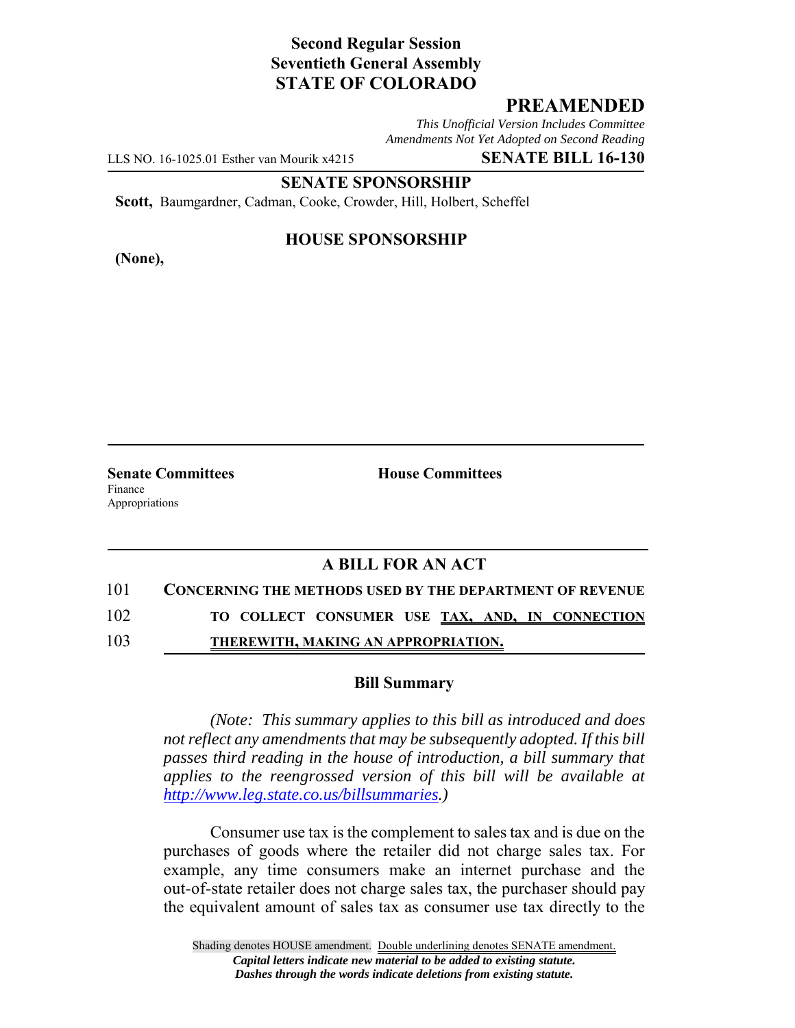**Second Regular Session**
**Seventieth General Assembly**
**STATE OF COLORADO**

## PREAMENDED

*This Unofficial Version Includes Committee Amendments Not Yet Adopted on Second Reading*

LLS NO. 16-1025.01 Esther van Mourik x4215 **SENATE BILL 16-130**

**SENATE SPONSORSHIP**

**Scott,** Baumgardner, Cadman, Cooke, Crowder, Hill, Holbert, Scheffel

**HOUSE SPONSORSHIP**

**(None),**

**Senate Committees**
Finance
Appropriations

**House Committees**

### A BILL FOR AN ACT

101 **CONCERNING THE METHODS USED BY THE DEPARTMENT OF REVENUE**
102 **TO COLLECT CONSUMER USE TAX, AND, IN CONNECTION**
103 **THEREWITH, MAKING AN APPROPRIATION.**

### Bill Summary

*(Note: This summary applies to this bill as introduced and does not reflect any amendments that may be subsequently adopted. If this bill passes third reading in the house of introduction, a bill summary that applies to the reengrossed version of this bill will be available at http://www.leg.state.co.us/billsummaries.)*

Consumer use tax is the complement to sales tax and is due on the purchases of goods where the retailer did not charge sales tax. For example, any time consumers make an internet purchase and the out-of-state retailer does not charge sales tax, the purchaser should pay the equivalent amount of sales tax as consumer use tax directly to the

Shading denotes HOUSE amendment. Double underlining denotes SENATE amendment.
*Capital letters indicate new material to be added to existing statute.*
*Dashes through the words indicate deletions from existing statute.*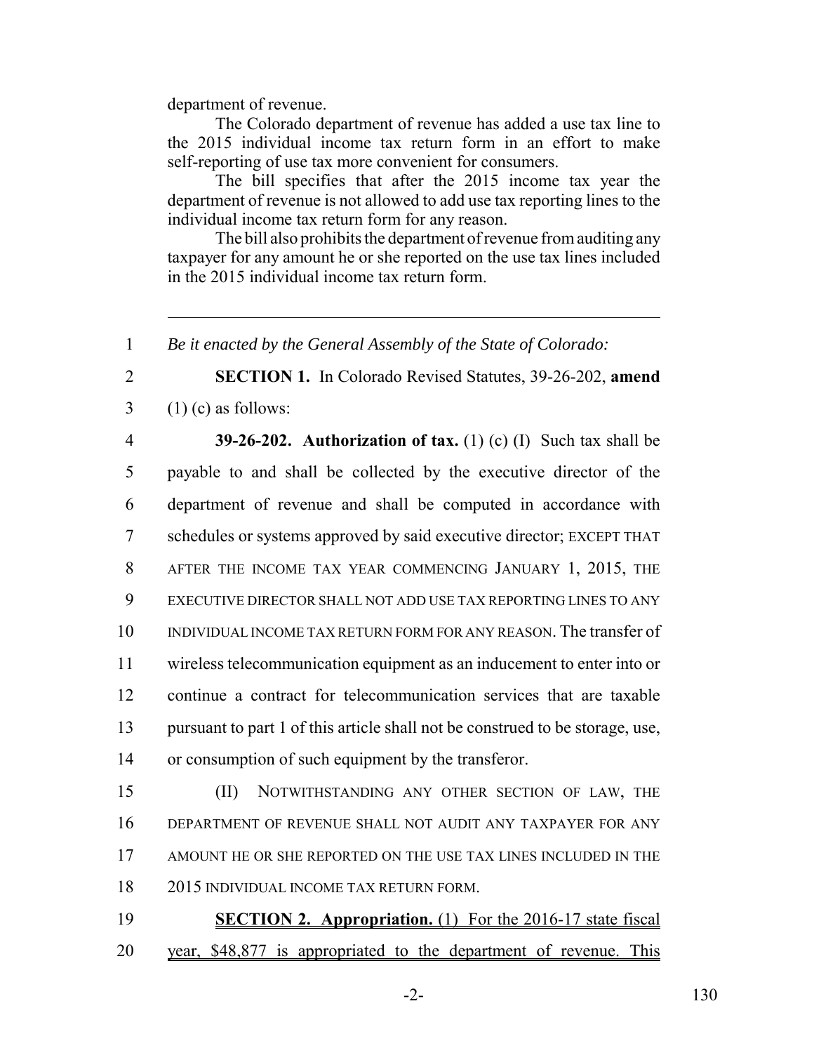department of revenue.

The Colorado department of revenue has added a use tax line to the 2015 individual income tax return form in an effort to make self-reporting of use tax more convenient for consumers.

The bill specifies that after the 2015 income tax year the department of revenue is not allowed to add use tax reporting lines to the individual income tax return form for any reason.

The bill also prohibits the department of revenue from auditing any taxpayer for any amount he or she reported on the use tax lines included in the 2015 individual income tax return form.

---

1 *Be it enacted by the General Assembly of the State of Colorado:*

2 **SECTION 1.** In Colorado Revised Statutes, 39-26-202, **amend**
3 (1) (c) as follows:

4 **39-26-202. Authorization of tax.** (1) (c) (I) Such tax shall be
5 payable to and shall be collected by the executive director of the
6 department of revenue and shall be computed in accordance with
7 schedules or systems approved by said executive director; EXCEPT THAT
8 AFTER THE INCOME TAX YEAR COMMENCING JANUARY 1, 2015, THE
9 EXECUTIVE DIRECTOR SHALL NOT ADD USE TAX REPORTING LINES TO ANY
10 INDIVIDUAL INCOME TAX RETURN FORM FOR ANY REASON. The transfer of
11 wireless telecommunication equipment as an inducement to enter into or
12 continue a contract for telecommunication services that are taxable
13 pursuant to part 1 of this article shall not be construed to be storage, use,
14 or consumption of such equipment by the transferor.

15 (II) NOTWITHSTANDING ANY OTHER SECTION OF LAW, THE
16 DEPARTMENT OF REVENUE SHALL NOT AUDIT ANY TAXPAYER FOR ANY
17 AMOUNT HE OR SHE REPORTED ON THE USE TAX LINES INCLUDED IN THE
18 2015 INDIVIDUAL INCOME TAX RETURN FORM.

19 **SECTION 2. Appropriation.** (1) For the 2016-17 state fiscal
20 year, $48,877 is appropriated to the department of revenue. This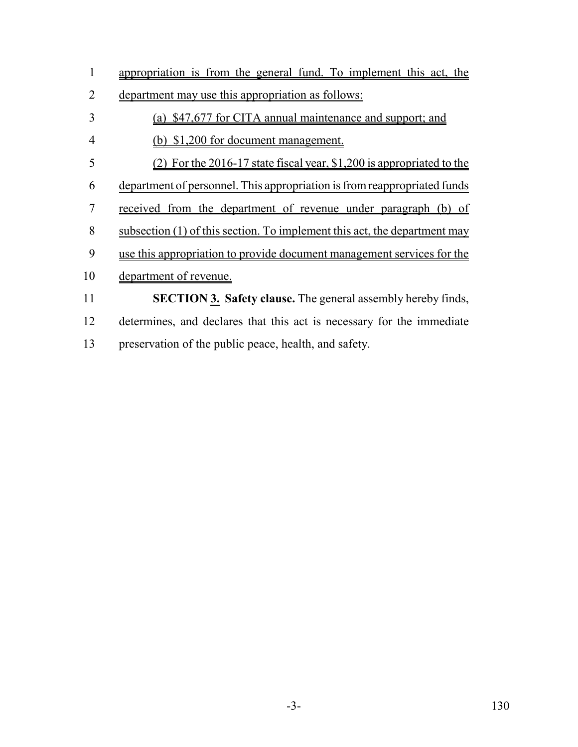appropriation is from the general fund. To implement this act, the department may use this appropriation as follows:

(a) $47,677 for CITA annual maintenance and support; and

(b) $1,200 for document management.

(2) For the 2016-17 state fiscal year, $1,200 is appropriated to the department of personnel. This appropriation is from reappropriated funds received from the department of revenue under paragraph (b) of subsection (1) of this section. To implement this act, the department may use this appropriation to provide document management services for the department of revenue.

**SECTION 3. Safety clause.** The general assembly hereby finds, determines, and declares that this act is necessary for the immediate preservation of the public peace, health, and safety.